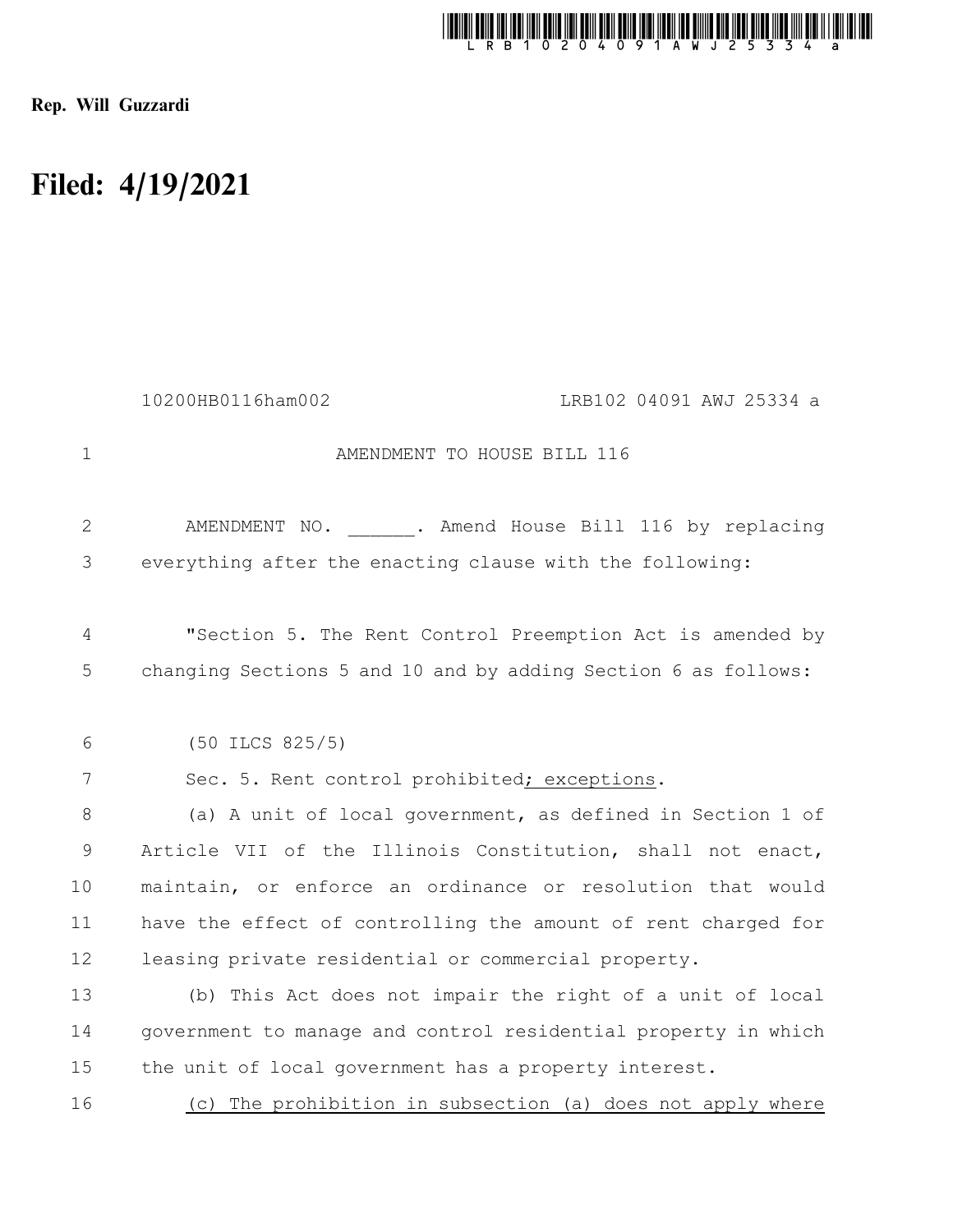Rep. Will Guzzardi

# Filed: 4/19/2021

10200HB0116ham002 LRB102 04091 AWJ 25334 a

AMENDMENT TO HOUSE BILL 116

AMENDMENT NO. ______. Amend House Bill 116 by replacing everything after the enacting clause with the following:

"Section 5. The Rent Control Preemption Act is amended by changing Sections 5 and 10 and by adding Section 6 as follows:

(50 ILCS 825/5)

Sec. 5. Rent control prohibited; exceptions.

(a) A unit of local government, as defined in Section 1 of Article VII of the Illinois Constitution, shall not enact, maintain, or enforce an ordinance or resolution that would have the effect of controlling the amount of rent charged for leasing private residential or commercial property.

(b) This Act does not impair the right of a unit of local government to manage and control residential property in which the unit of local government has a property interest.

(c) The prohibition in subsection (a) does not apply where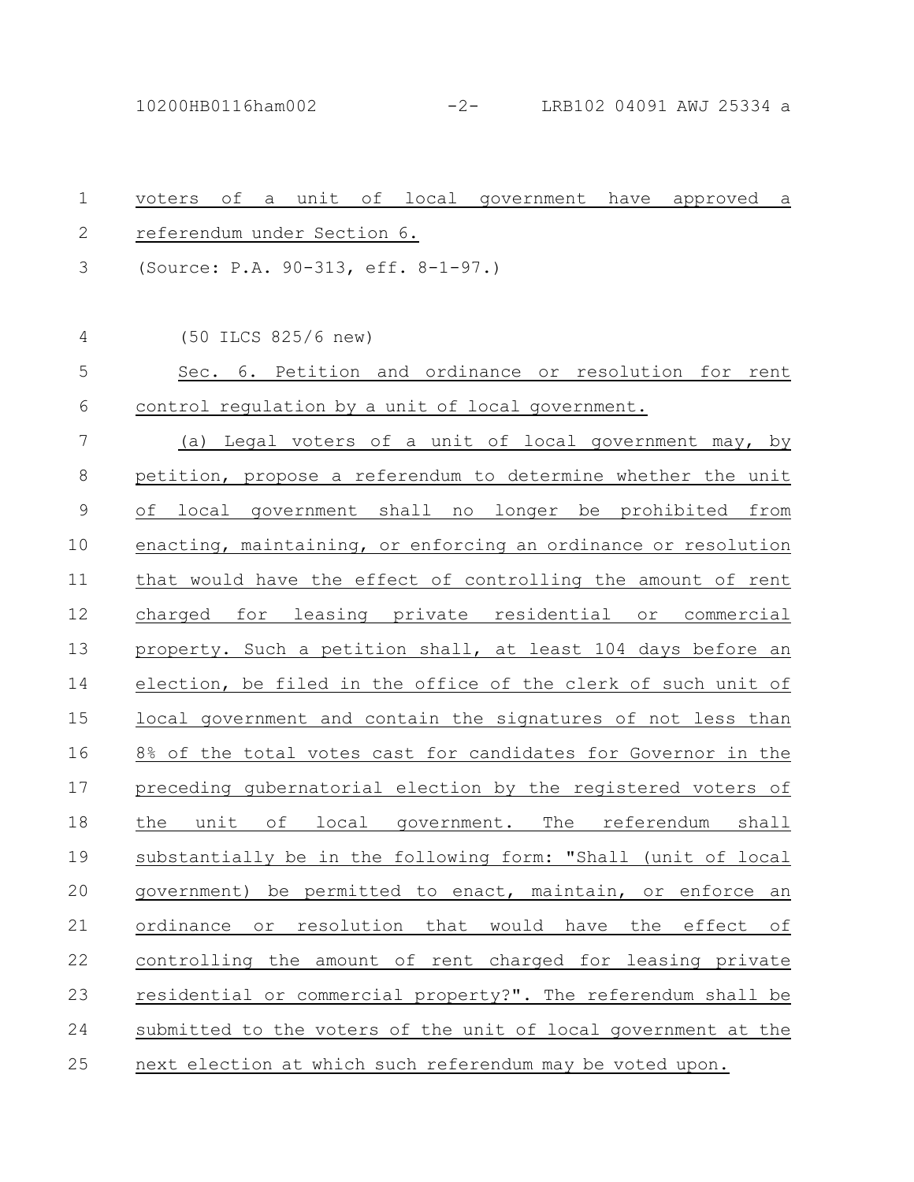voters of a unit of local government have approved a referendum under Section 6.

(Source: P.A. 90-313, eff. 8-1-97.)

(50 ILCS 825/6 new)

Sec. 6. Petition and ordinance or resolution for rent control regulation by a unit of local government.

(a) Legal voters of a unit of local government may, by petition, propose a referendum to determine whether the unit of local government shall no longer be prohibited from enacting, maintaining, or enforcing an ordinance or resolution that would have the effect of controlling the amount of rent charged for leasing private residential or commercial property. Such a petition shall, at least 104 days before an election, be filed in the office of the clerk of such unit of local government and contain the signatures of not less than 8% of the total votes cast for candidates for Governor in the preceding gubernatorial election by the registered voters of the unit of local government. The referendum shall substantially be in the following form: "Shall (unit of local government) be permitted to enact, maintain, or enforce an ordinance or resolution that would have the effect of controlling the amount of rent charged for leasing private residential or commercial property?". The referendum shall be submitted to the voters of the unit of local government at the next election at which such referendum may be voted upon.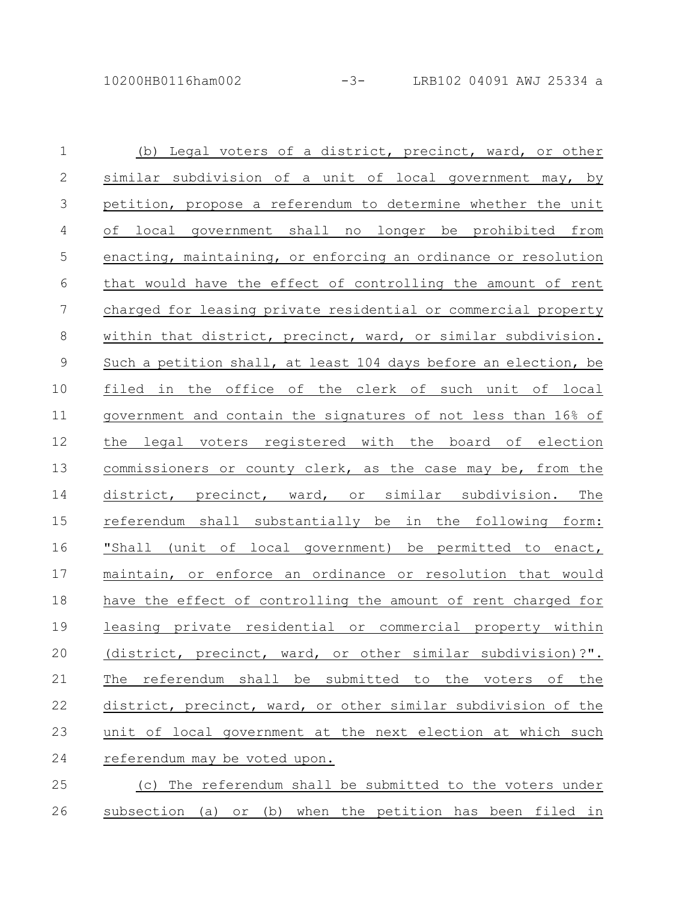(b) Legal voters of a district, precinct, ward, or other similar subdivision of a unit of local government may, by petition, propose a referendum to determine whether the unit of local government shall no longer be prohibited from enacting, maintaining, or enforcing an ordinance or resolution that would have the effect of controlling the amount of rent charged for leasing private residential or commercial property within that district, precinct, ward, or similar subdivision. Such a petition shall, at least 104 days before an election, be filed in the office of the clerk of such unit of local government and contain the signatures of not less than 16% of the legal voters registered with the board of election commissioners or county clerk, as the case may be, from the district, precinct, ward, or similar subdivision. The referendum shall substantially be in the following form: "Shall (unit of local government) be permitted to enact, maintain, or enforce an ordinance or resolution that would have the effect of controlling the amount of rent charged for leasing private residential or commercial property within (district, precinct, ward, or other similar subdivision)?". The referendum shall be submitted to the voters of the district, precinct, ward, or other similar subdivision of the unit of local government at the next election at which such referendum may be voted upon.

(c) The referendum shall be submitted to the voters under subsection (a) or (b) when the petition has been filed in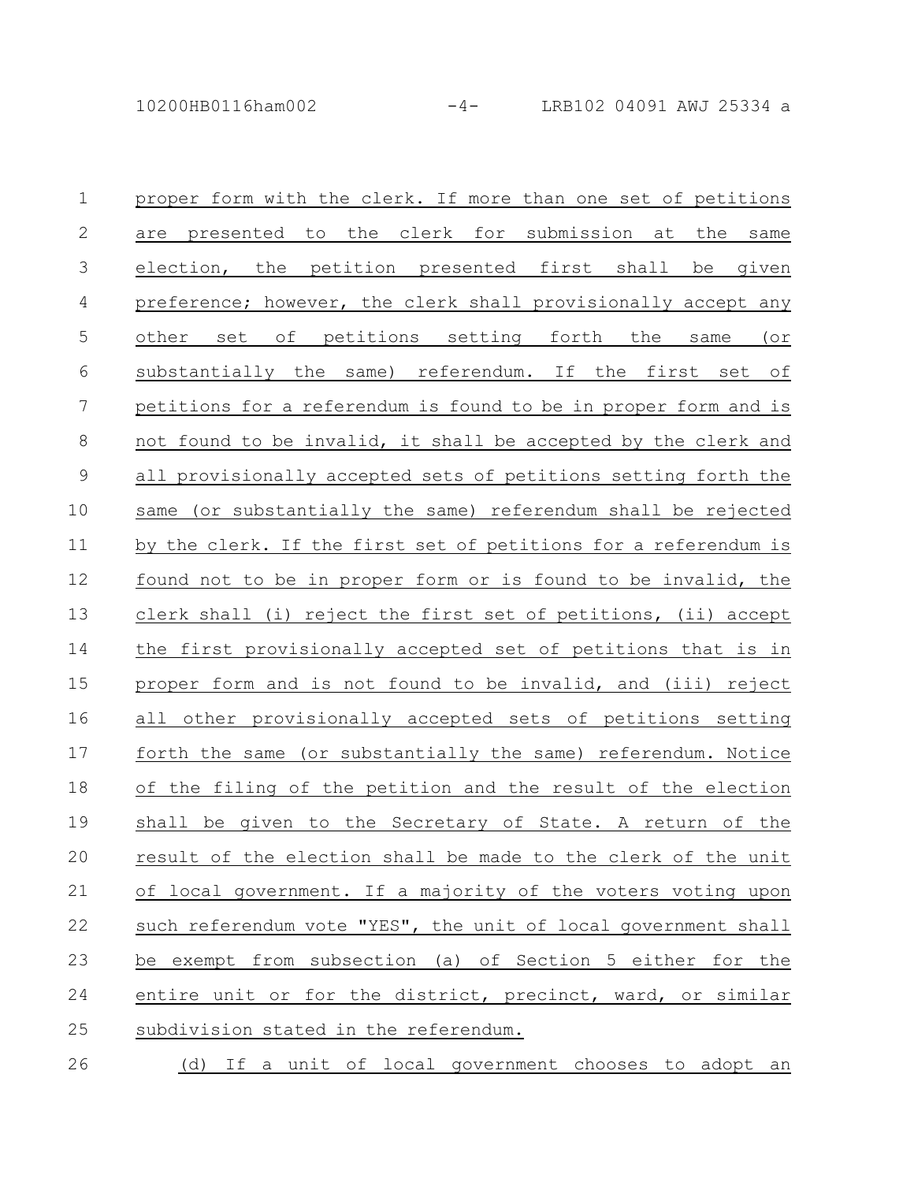proper form with the clerk. If more than one set of petitions are presented to the clerk for submission at the same election, the petition presented first shall be given preference; however, the clerk shall provisionally accept any other set of petitions setting forth the same (or substantially the same) referendum. If the first set of petitions for a referendum is found to be in proper form and is not found to be invalid, it shall be accepted by the clerk and all provisionally accepted sets of petitions setting forth the same (or substantially the same) referendum shall be rejected by the clerk. If the first set of petitions for a referendum is found not to be in proper form or is found to be invalid, the clerk shall (i) reject the first set of petitions, (ii) accept the first provisionally accepted set of petitions that is in proper form and is not found to be invalid, and (iii) reject all other provisionally accepted sets of petitions setting forth the same (or substantially the same) referendum. Notice of the filing of the petition and the result of the election shall be given to the Secretary of State. A return of the result of the election shall be made to the clerk of the unit of local government. If a majority of the voters voting upon such referendum vote "YES", the unit of local government shall be exempt from subsection (a) of Section 5 either for the entire unit or for the district, precinct, ward, or similar subdivision stated in the referendum.

(d) If a unit of local government chooses to adopt an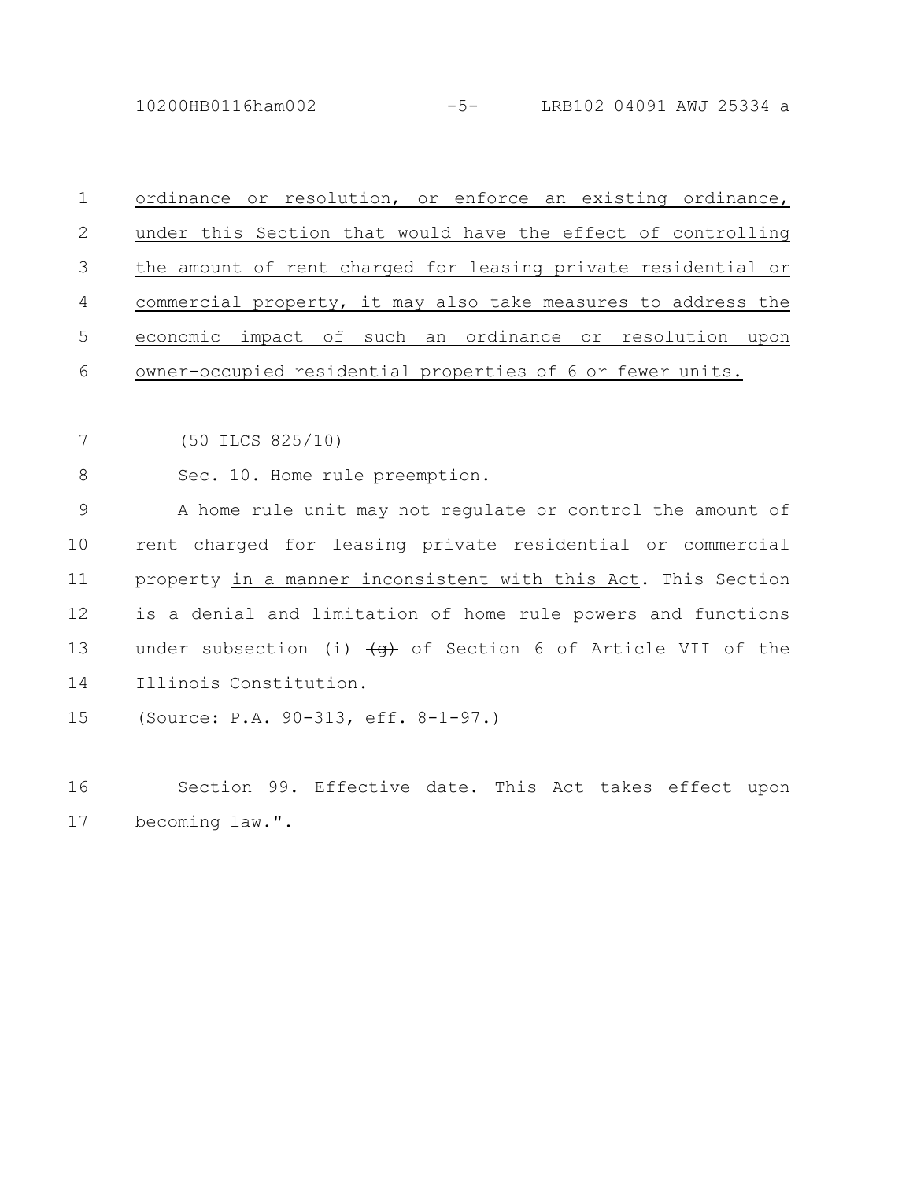ordinance or resolution, or enforce an existing ordinance, under this Section that would have the effect of controlling the amount of rent charged for leasing private residential or commercial property, it may also take measures to address the economic impact of such an ordinance or resolution upon owner-occupied residential properties of 6 or fewer units.

(50 ILCS 825/10)

Sec. 10. Home rule preemption.

A home rule unit may not regulate or control the amount of rent charged for leasing private residential or commercial property in a manner inconsistent with this Act. This Section is a denial and limitation of home rule powers and functions under subsection (i) ~~(g)~~ of Section 6 of Article VII of the Illinois Constitution.

(Source: P.A. 90-313, eff. 8-1-97.)

Section 99. Effective date. This Act takes effect upon becoming law.".